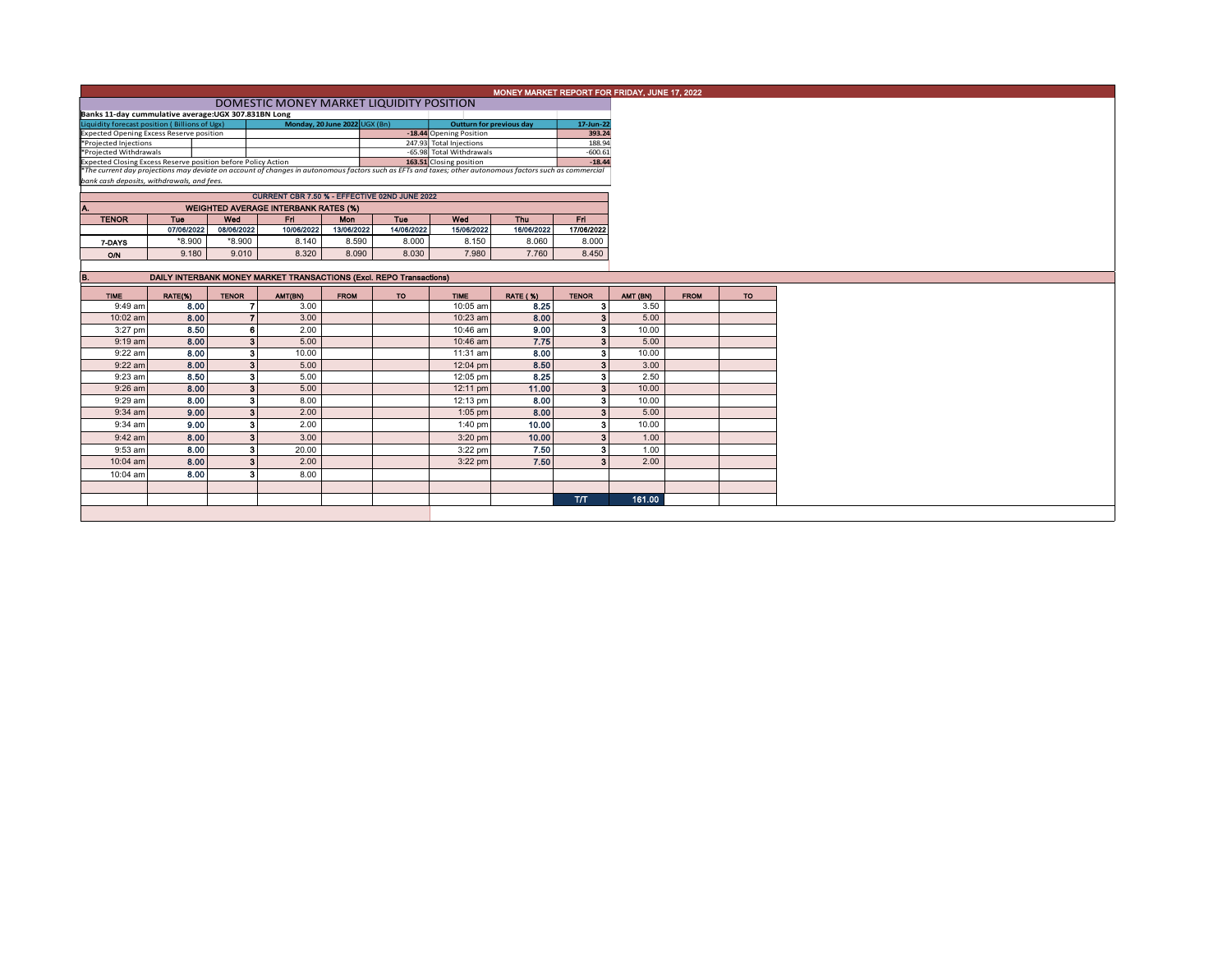# MONEY MARKET REPORT FOR FRIDAY, JUNE 17, 2022

## DOMESTIC MONEY MARKET LIQUIDITY POSITION

**Banks 11-day cummulative average:UGX 307.831BN Long**

| Liquidity forecast position ( Billions of Ugx) | Monday, 20 June 2022 UGX (Bn) | Outturn for previous day | 17-Jun-22 |
|---|---|---|---|
| Expected Opening Excess Reserve position | -18.44 | Opening Position | 393.24 |
| *Projected Injections | 247.93 | Total Injections | 188.94 |
| *Projected Withdrawals | -65.98 | Total Withdrawals | -600.61 |
| Expected Closing Excess Reserve position before Policy Action | 163.51 | Closing position | -18.44 |

*The current day projections may deviate on account of changes in autonomous factors such as EFTs and taxes; other autonomous factors such as commercial bank cash deposits, withdrawals, and fees.*

**CURRENT CBR 7.50 % - EFFECTIVE 02ND JUNE 2022**

### A. WEIGHTED AVERAGE INTERBANK RATES (%)

| TENOR | Tue | Wed | Fri | Mon | Tue | Wed | Thu | Fri |
|---|---|---|---|---|---|---|---|---|
| | 07/06/2022 | 08/06/2022 | 10/06/2022 | 13/06/2022 | 14/06/2022 | 15/06/2022 | 16/06/2022 | 17/06/2022 |
| 7-DAYS | *8.900 | *8.900 | 8.140 | 8.590 | 8.000 | 8.150 | 8.060 | 8.000 |
| O/N | 9.180 | 9.010 | 8.320 | 8.090 | 8.030 | 7.980 | 7.760 | 8.450 |

### B. DAILY INTERBANK MONEY MARKET TRANSACTIONS (Excl. REPO Transactions)

| TIME | RATE(%) | TENOR | AMT(BN) | FROM | TO | TIME | RATE ( %) | TENOR | AMT (BN) | FROM | TO |
|---|---|---|---|---|---|---|---|---|---|---|---|
| 9:49 am | 8.00 | 7 | 3.00 | | | 10:05 am | 8.25 | 3 | 3.50 | | |
| 10:02 am | 8.00 | 7 | 3.00 | | | 10:23 am | 8.00 | 3 | 5.00 | | |
| 3:27 pm | 8.50 | 6 | 2.00 | | | 10:46 am | 9.00 | 3 | 10.00 | | |
| 9:19 am | 8.00 | 3 | 5.00 | | | 10:46 am | 7.75 | 3 | 5.00 | | |
| 9:22 am | 8.00 | 3 | 10.00 | | | 11:31 am | 8.00 | 3 | 10.00 | | |
| 9:22 am | 8.00 | 3 | 5.00 | | | 12:04 pm | 8.50 | 3 | 3.00 | | |
| 9:23 am | 8.50 | 3 | 5.00 | | | 12:05 pm | 8.25 | 3 | 2.50 | | |
| 9:26 am | 8.00 | 3 | 5.00 | | | 12:11 pm | 11.00 | 3 | 10.00 | | |
| 9:29 am | 8.00 | 3 | 8.00 | | | 12:13 pm | 8.00 | 3 | 10.00 | | |
| 9:34 am | 9.00 | 3 | 2.00 | | | 1:05 pm | 8.00 | 3 | 5.00 | | |
| 9:34 am | 9.00 | 3 | 2.00 | | | 1:40 pm | 10.00 | 3 | 10.00 | | |
| 9:42 am | 8.00 | 3 | 3.00 | | | 3:20 pm | 10.00 | 3 | 1.00 | | |
| 9:53 am | 8.00 | 3 | 20.00 | | | 3:22 pm | 7.50 | 3 | 1.00 | | |
| 10:04 am | 8.00 | 3 | 2.00 | | | 3:22 pm | 7.50 | 3 | 2.00 | | |
| 10:04 am | 8.00 | 3 | 8.00 | | | | | | | | |
| | | | | | | | | T/T | 161.00 | | |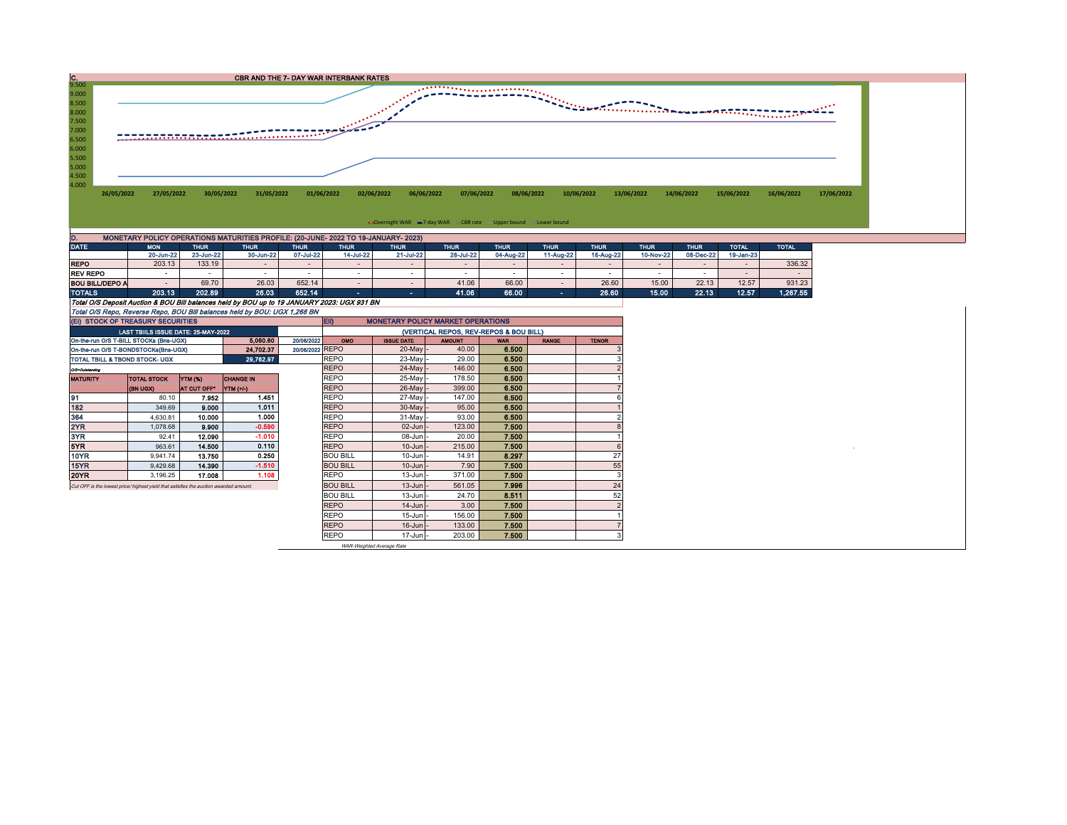## C. CBR AND THE 7- DAY WAR INTERBANK RATES

Chart axis values: 9.500, 9.000, 8.500, 8.000, 7.500, 7.000, 6.500, 6.000, 5.500, 5.000, 4.500, 4.000

Dates: 26/05/2022, 27/05/2022, 30/05/2022, 31/05/2022, 01/06/2022, 02/06/2022, 06/06/2022, 07/06/2022, 08/06/2022, 10/06/2022, 13/06/2022, 14/06/2022, 15/06/2022, 16/06/2022, 17/06/2022

Legend: Overnight WAR, 7-day WAR, CBR rate, Upper bound, Lower bound

## D. MONETARY POLICY OPERATIONS MATURITIES PROFILE: (20-JUNE- 2022 TO 19-JANUARY- 2023)

| DATE | MON | THUR | THUR | THUR | THUR | THUR | THUR | THUR | THUR | THUR | THUR | THUR | TOTAL | TOTAL |
|---|---|---|---|---|---|---|---|---|---|---|---|---|---|---|
| | 20-Jun-22 | 23-Jun-22 | 30-Jun-22 | 07-Jul-22 | 14-Jul-22 | 21-Jul-22 | 28-Jul-22 | 04-Aug-22 | 11-Aug-22 | 18-Aug-22 | 10-Nov-22 | 08-Dec-22 | 19-Jan-23 | |
| REPO | 203.13 | 133.19 | - | - | - | - | - | - | - | - | - | - | - | 336.32 |
| REV REPO | - | - | - | - | - | - | - | - | - | - | - | - | - | - |
| BOU BILL/DEPO A | - | 69.70 | 26.03 | 652.14 | - | - | 41.06 | 66.00 | - | 26.60 | 15.00 | 22.13 | 12.57 | 931.23 |
| TOTALS | 203.13 | 202.89 | 26.03 | 652.14 | - | - | 41.06 | 66.00 | - | 26.60 | 15.00 | 22.13 | 12.57 | 1,267.55 |

*Total O/S Deposit Auction & BOU Bill balances held by BOU up to 19 JANUARY 2023: UGX 931 BN*

*Total O/S Repo, Reverse Repo, BOU Bill balances held by BOU: UGX 1,268 BN*

## (EI) STOCK OF TREASURY SECURITIES

| LAST TBIILS ISSUE DATE: 25-MAY-2022 | | |
|---|---|---|
| On-the-run O/S T-BILL STOCKs (Bns-UGX) | 5,060.60 | 20/06/2022 |
| On-the-run O/S T-BONDSTOCKs(Bns-UGX) | 24,702.37 | 20/06/2022 |
| TOTAL TBILL & TBOND STOCK- UGX | 29,762.97 | |

O/S=Outstanding

| MATURITY | TOTAL STOCK (BN UGX) | YTM (%) AT CUT OFF* | CHANGE IN YTM (+/-) |
|---|---|---|---|
| 91 | 80.10 | 7.952 | 1.451 |
| 182 | 349.69 | 9.000 | 1.011 |
| 364 | 4,630.81 | 10.000 | 1.000 |
| 2YR | 1,078.68 | 9.900 | -0.590 |
| 3YR | 92.41 | 12.090 | -1.010 |
| 5YR | 963.61 | 14.500 | 0.110 |
| 10YR | 9,941.74 | 13.750 | 0.250 |
| 15YR | 9,429.68 | 14.390 | -1.510 |
| 20YR | 3,196.25 | 17.008 | 1.108 |

*Cut OFF is the lowest price/ highest yield that satisfies the auction awarded amount.*

## EII) MONETARY POLICY MARKET OPERATIONS

(VERTICAL REPOS, REV-REPOS & BOU BILL)

| OMO | ISSUE DATE | AMOUNT | WAR | RANGE | TENOR |
|---|---|---|---|---|---|
| REPO | 20-May - | 40.00 | 6.500 | | 3 |
| REPO | 23-May - | 29.00 | 6.500 | | 3 |
| REPO | 24-May - | 146.00 | 6.500 | | 2 |
| REPO | 25-May - | 178.50 | 6.500 | | 1 |
| REPO | 26-May - | 399.00 | 6.500 | | 7 |
| REPO | 27-May - | 147.00 | 6.500 | | 6 |
| REPO | 30-May - | 95.00 | 6.500 | | 1 |
| REPO | 31-May - | 93.00 | 6.500 | | 2 |
| REPO | 02-Jun - | 123.00 | 7.500 | | 8 |
| REPO | 08-Jun - | 20.00 | 7.500 | | 1 |
| REPO | 10-Jun - | 215.00 | 7.500 | | 6 |
| BOU BILL | 10-Jun - | 14.91 | 8.297 | | 27 |
| BOU BILL | 10-Jun - | 7.90 | 7.500 | | 55 |
| REPO | 13-Jun - | 371.00 | 7.500 | | 3 |
| BOU BILL | 13-Jun - | 561.05 | 7.996 | | 24 |
| BOU BILL | 13-Jun - | 24.70 | 8.511 | | 52 |
| REPO | 14-Jun - | 3.00 | 7.500 | | 2 |
| REPO | 15-Jun - | 156.00 | 7.500 | | 1 |
| REPO | 16-Jun - | 133.00 | 7.500 | | 7 |
| REPO | 17-Jun - | 203.00 | 7.500 | | 3 |

*WAR-Weighted Average Rate*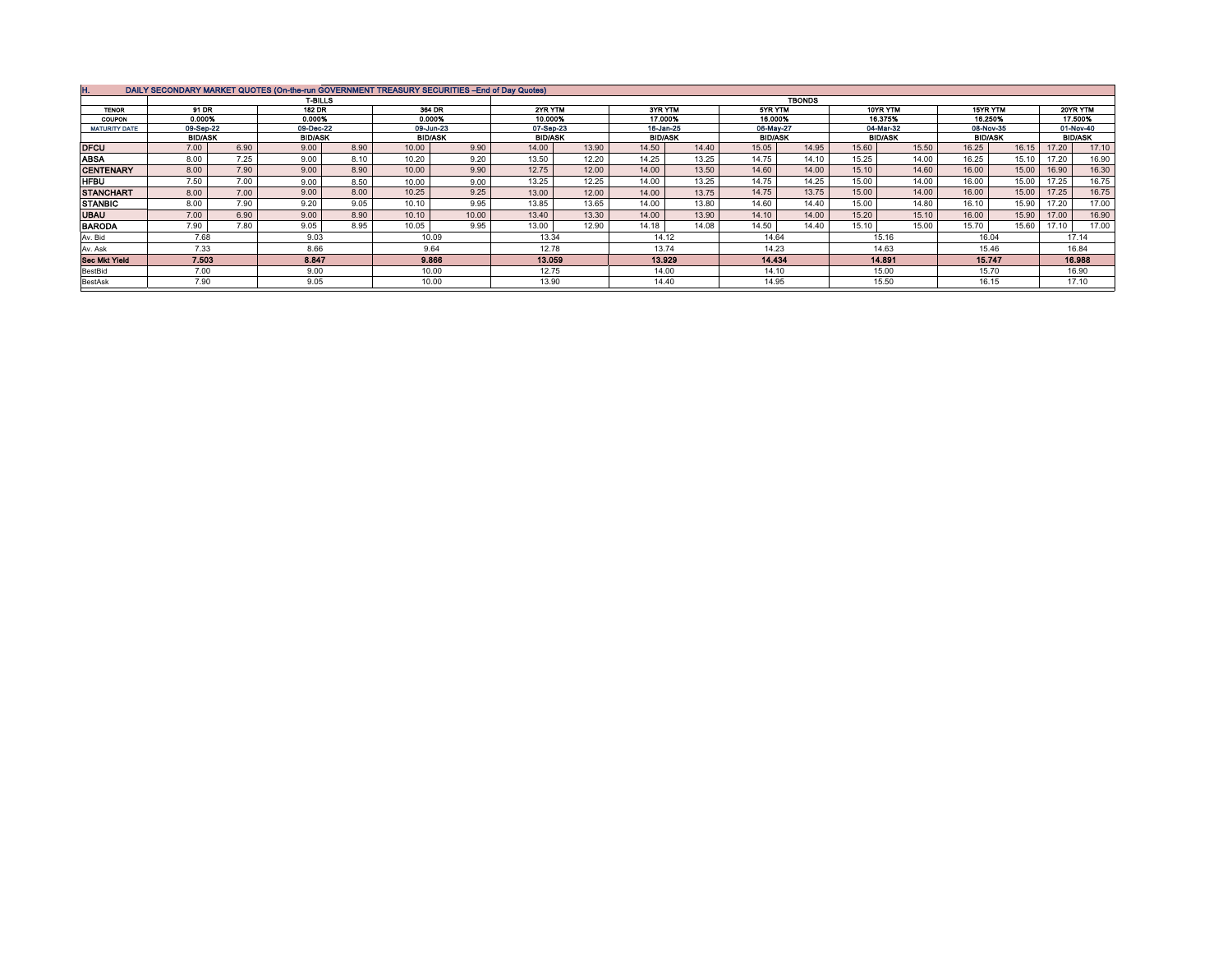## H. DAILY SECONDARY MARKET QUOTES (On-the-run GOVERNMENT TREASURY SECURITIES –End of Day Quotes)

| | T-BILLS | | | | | | TBONDS | | | | | | | | | | | |
|---|---|---|---|---|---|---|---|---|---|---|---|---|---|---|---|---|---|---|
| TENOR | 91 DR | | 182 DR | | 364 DR | | 2YR YTM | | 3YR YTM | | 5YR YTM | | 10YR YTM | | 15YR YTM | | 20YR YTM | |
| COUPON | 0.000% | | 0.000% | | 0.000% | | 10.000% | | 17.000% | | 16.000% | | 16.375% | | 16.250% | | 17.500% | |
| MATURITY DATE | 09-Sep-22 | | 09-Dec-22 | | 09-Jun-23 | | 07-Sep-23 | | 16-Jan-25 | | 08-May-27 | | 04-Mar-32 | | 08-Nov-35 | | 01-Nov-40 | |
| | BID/ASK | | BID/ASK | | BID/ASK | | BID/ASK | | BID/ASK | | BID/ASK | | BID/ASK | | BID/ASK | | BID/ASK | |
| DFCU | 7.00 | 6.90 | 9.00 | 8.90 | 10.00 | 9.90 | 14.00 | 13.90 | 14.50 | 14.40 | 15.05 | 14.95 | 15.60 | 15.50 | 16.25 | 16.15 | 17.20 | 17.10 |
| ABSA | 8.00 | 7.25 | 9.00 | 8.10 | 10.20 | 9.20 | 13.50 | 12.20 | 14.25 | 13.25 | 14.75 | 14.10 | 15.25 | 14.00 | 16.25 | 15.10 | 17.20 | 16.90 |
| CENTENARY | 8.00 | 7.90 | 9.00 | 8.90 | 10.00 | 9.90 | 12.75 | 12.00 | 14.00 | 13.50 | 14.60 | 14.00 | 15.10 | 14.60 | 16.00 | 15.00 | 16.90 | 16.30 |
| HFBU | 7.50 | 7.00 | 9.00 | 8.50 | 10.00 | 9.00 | 13.25 | 12.25 | 14.00 | 13.25 | 14.75 | 14.25 | 15.00 | 14.00 | 16.00 | 15.00 | 17.25 | 16.75 |
| STANCHART | 8.00 | 7.00 | 9.00 | 8.00 | 10.25 | 9.25 | 13.00 | 12.00 | 14.00 | 13.75 | 14.75 | 13.75 | 15.00 | 14.00 | 16.00 | 15.00 | 17.25 | 16.75 |
| STANBIC | 8.00 | 7.90 | 9.20 | 9.05 | 10.10 | 9.95 | 13.85 | 13.65 | 14.00 | 13.80 | 14.60 | 14.40 | 15.00 | 14.80 | 16.10 | 15.90 | 17.20 | 17.00 |
| UBAU | 7.00 | 6.90 | 9.00 | 8.90 | 10.10 | 10.00 | 13.40 | 13.30 | 14.00 | 13.90 | 14.10 | 14.00 | 15.20 | 15.10 | 16.00 | 15.90 | 17.00 | 16.90 |
| BARODA | 7.90 | 7.80 | 9.05 | 8.95 | 10.05 | 9.95 | 13.00 | 12.90 | 14.18 | 14.08 | 14.50 | 14.40 | 15.10 | 15.00 | 15.70 | 15.60 | 17.10 | 17.00 |
| Av. Bid | 7.68 | | 9.03 | | 10.09 | | 13.34 | | 14.12 | | 14.64 | | 15.16 | | 16.04 | | 17.14 | |
| Av. Ask | 7.33 | | 8.66 | | 9.64 | | 12.78 | | 13.74 | | 14.23 | | 14.63 | | 15.46 | | 16.84 | |
| Sec Mkt Yield | 7.503 | | 8.847 | | 9.866 | | 13.059 | | 13.929 | | 14.434 | | 14.891 | | 15.747 | | 16.988 | |
| BestBid | 7.00 | | 9.00 | | 10.00 | | 12.75 | | 14.00 | | 14.10 | | 15.00 | | 15.70 | | 16.90 | |
| BestAsk | 7.90 | | 9.05 | | 10.00 | | 13.90 | | 14.40 | | 14.95 | | 15.50 | | 16.15 | | 17.10 | |